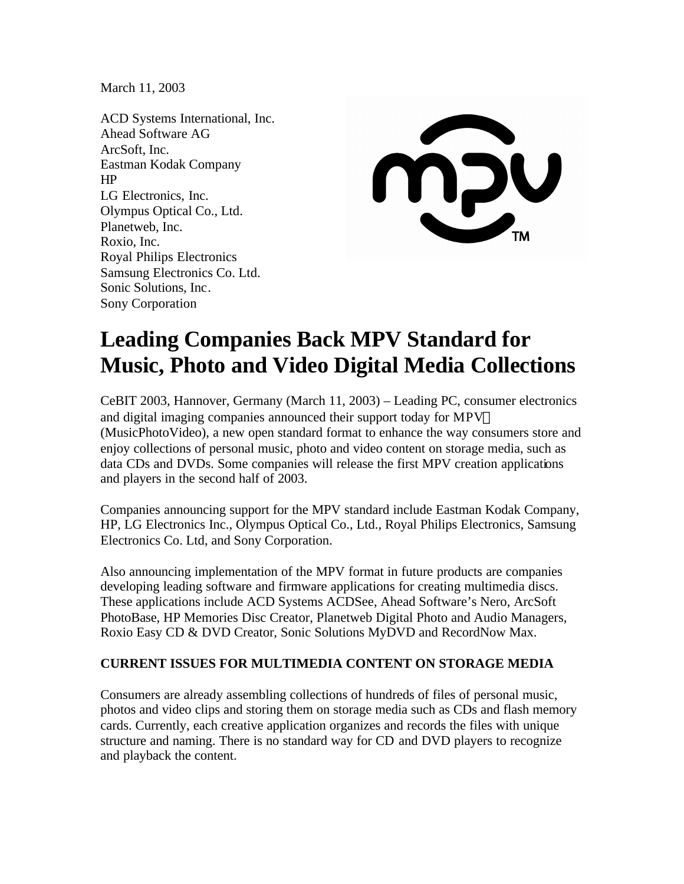March 11, 2003

ACD Systems International, Inc.
Ahead Software AG
ArcSoft, Inc.
Eastman Kodak Company
HP
LG Electronics, Inc.
Olympus Optical Co., Ltd.
Planetweb, Inc.
Roxio, Inc.
Royal Philips Electronics
Samsung Electronics Co. Ltd.
Sonic Solutions, Inc.
Sony Corporation

# Leading Companies Back MPV Standard for Music, Photo and Video Digital Media Collections

CeBIT 2003, Hannover, Germany (March 11, 2003) – Leading PC, consumer electronics and digital imaging companies announced their support today for MPV™ (MusicPhotoVideo), a new open standard format to enhance the way consumers store and enjoy collections of personal music, photo and video content on storage media, such as data CDs and DVDs. Some companies will release the first MPV creation applications and players in the second half of 2003.

Companies announcing support for the MPV standard include Eastman Kodak Company, HP, LG Electronics Inc., Olympus Optical Co., Ltd., Royal Philips Electronics, Samsung Electronics Co. Ltd, and Sony Corporation.

Also announcing implementation of the MPV format in future products are companies developing leading software and firmware applications for creating multimedia discs. These applications include ACD Systems ACDSee, Ahead Software's Nero, ArcSoft PhotoBase, HP Memories Disc Creator, Planetweb Digital Photo and Audio Managers, Roxio Easy CD & DVD Creator, Sonic Solutions MyDVD and RecordNow Max.

**CURRENT ISSUES FOR MULTIMEDIA CONTENT ON STORAGE MEDIA**

Consumers are already assembling collections of hundreds of files of personal music, photos and video clips and storing them on storage media such as CDs and flash memory cards. Currently, each creative application organizes and records the files with unique structure and naming. There is no standard way for CD and DVD players to recognize and playback the content.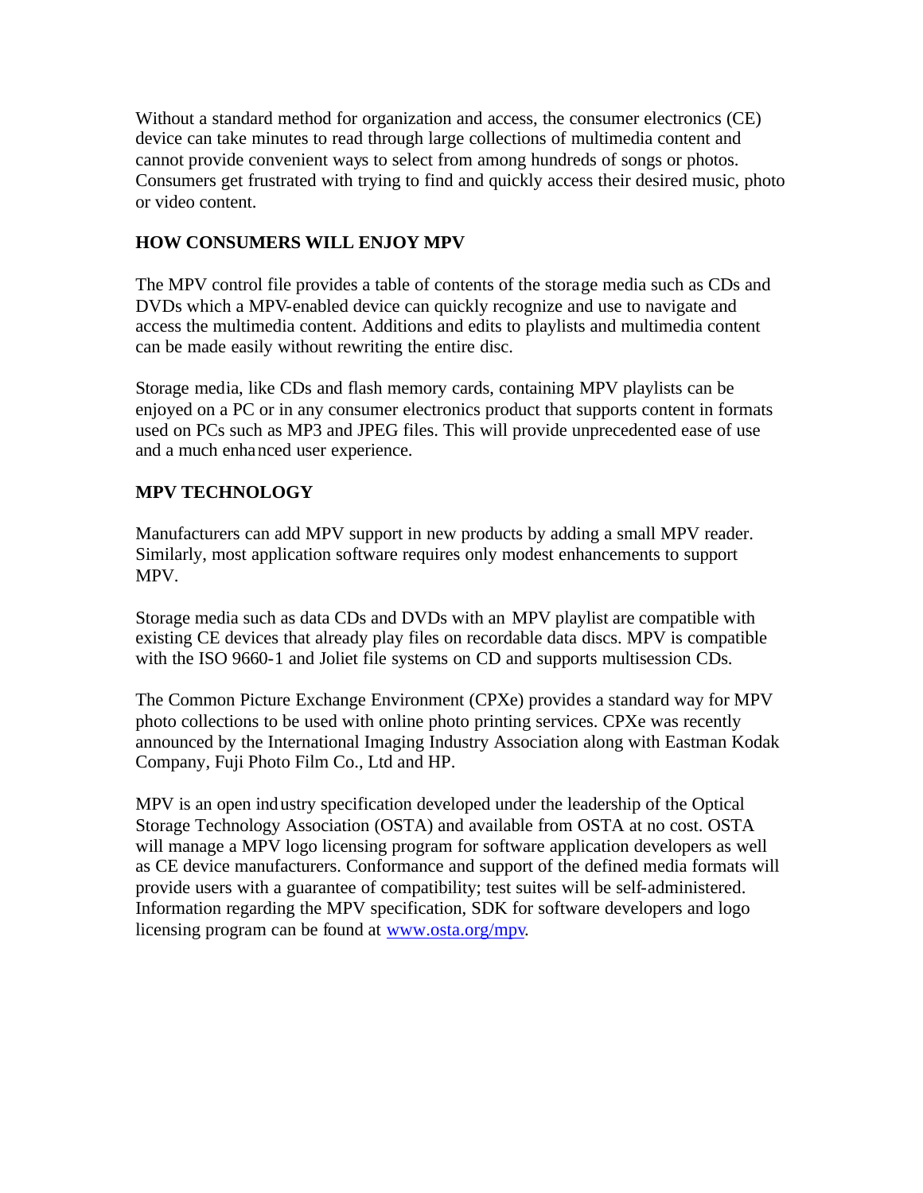Without a standard method for organization and access, the consumer electronics (CE) device can take minutes to read through large collections of multimedia content and cannot provide convenient ways to select from among hundreds of songs or photos. Consumers get frustrated with trying to find and quickly access their desired music, photo or video content.

## HOW CONSUMERS WILL ENJOY MPV

The MPV control file provides a table of contents of the storage media such as CDs and DVDs which a MPV-enabled device can quickly recognize and use to navigate and access the multimedia content. Additions and edits to playlists and multimedia content can be made easily without rewriting the entire disc.

Storage media, like CDs and flash memory cards, containing MPV playlists can be enjoyed on a PC or in any consumer electronics product that supports content in formats used on PCs such as MP3 and JPEG files. This will provide unprecedented ease of use and a much enhanced user experience.

## MPV TECHNOLOGY

Manufacturers can add MPV support in new products by adding a small MPV reader. Similarly, most application software requires only modest enhancements to support MPV.

Storage media such as data CDs and DVDs with an MPV playlist are compatible with existing CE devices that already play files on recordable data discs. MPV is compatible with the ISO 9660-1 and Joliet file systems on CD and supports multisession CDs.

The Common Picture Exchange Environment (CPXe) provides a standard way for MPV photo collections to be used with online photo printing services. CPXe was recently announced by the International Imaging Industry Association along with Eastman Kodak Company, Fuji Photo Film Co., Ltd and HP.

MPV is an open industry specification developed under the leadership of the Optical Storage Technology Association (OSTA) and available from OSTA at no cost. OSTA will manage a MPV logo licensing program for software application developers as well as CE device manufacturers. Conformance and support of the defined media formats will provide users with a guarantee of compatibility; test suites will be self-administered. Information regarding the MPV specification, SDK for software developers and logo licensing program can be found at [www.osta.org/mpv](http://www.osta.org/mpv).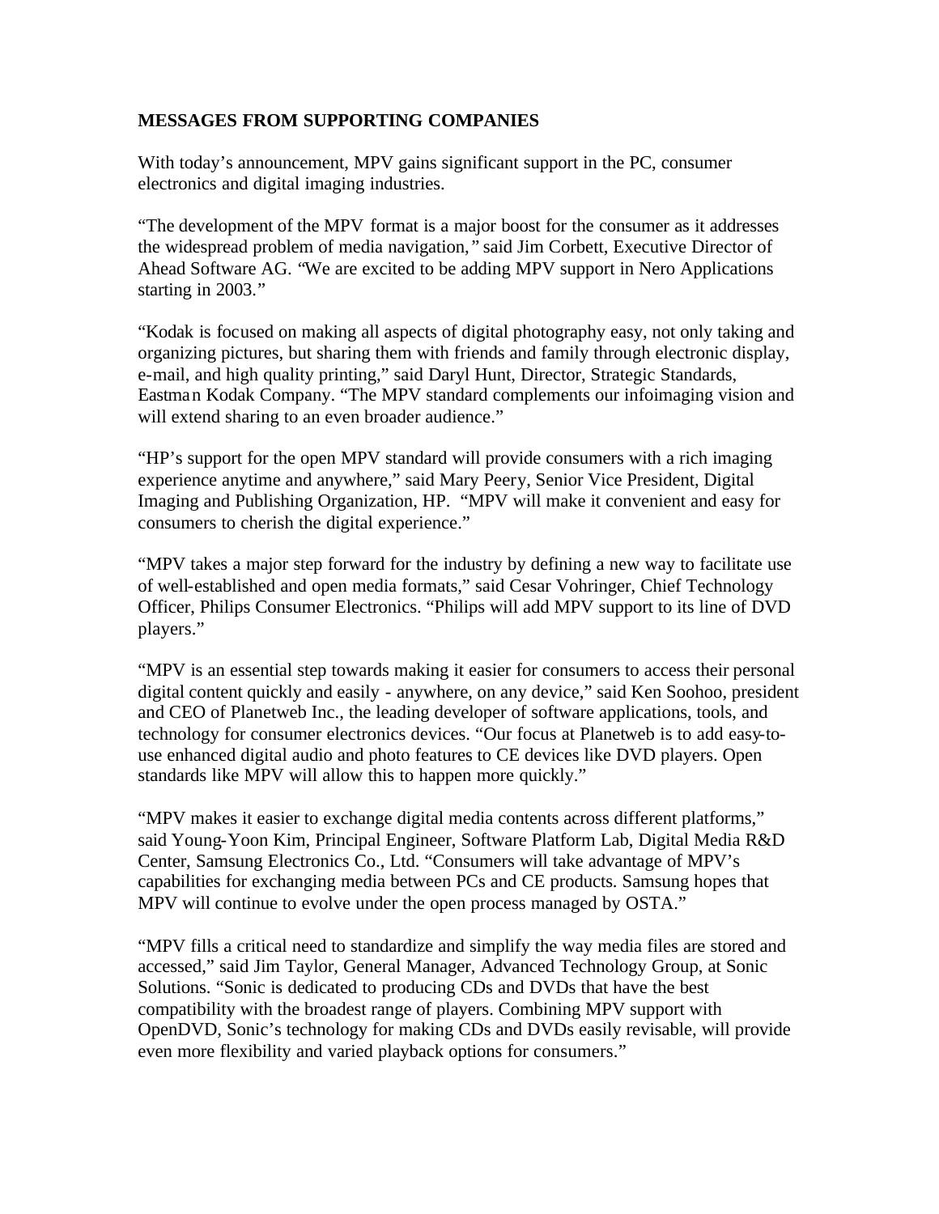**MESSAGES FROM SUPPORTING COMPANIES**

With today's announcement, MPV gains significant support in the PC, consumer electronics and digital imaging industries.

"The development of the MPV format is a major boost for the consumer as it addresses the widespread problem of media navigation," said Jim Corbett, Executive Director of Ahead Software AG. "We are excited to be adding MPV support in Nero Applications starting in 2003."

"Kodak is focused on making all aspects of digital photography easy, not only taking and organizing pictures, but sharing them with friends and family through electronic display, e-mail, and high quality printing," said Daryl Hunt, Director, Strategic Standards, Eastman Kodak Company. "The MPV standard complements our infoimaging vision and will extend sharing to an even broader audience."

"HP's support for the open MPV standard will provide consumers with a rich imaging experience anytime and anywhere," said Mary Peery, Senior Vice President, Digital Imaging and Publishing Organization, HP. "MPV will make it convenient and easy for consumers to cherish the digital experience."

"MPV takes a major step forward for the industry by defining a new way to facilitate use of well-established and open media formats," said Cesar Vohringer, Chief Technology Officer, Philips Consumer Electronics. "Philips will add MPV support to its line of DVD players."

"MPV is an essential step towards making it easier for consumers to access their personal digital content quickly and easily - anywhere, on any device," said Ken Soohoo, president and CEO of Planetweb Inc., the leading developer of software applications, tools, and technology for consumer electronics devices. "Our focus at Planetweb is to add easy-to-use enhanced digital audio and photo features to CE devices like DVD players. Open standards like MPV will allow this to happen more quickly."

"MPV makes it easier to exchange digital media contents across different platforms," said Young-Yoon Kim, Principal Engineer, Software Platform Lab, Digital Media R&D Center, Samsung Electronics Co., Ltd. "Consumers will take advantage of MPV's capabilities for exchanging media between PCs and CE products. Samsung hopes that MPV will continue to evolve under the open process managed by OSTA."

"MPV fills a critical need to standardize and simplify the way media files are stored and accessed," said Jim Taylor, General Manager, Advanced Technology Group, at Sonic Solutions. "Sonic is dedicated to producing CDs and DVDs that have the best compatibility with the broadest range of players. Combining MPV support with OpenDVD, Sonic's technology for making CDs and DVDs easily revisable, will provide even more flexibility and varied playback options for consumers."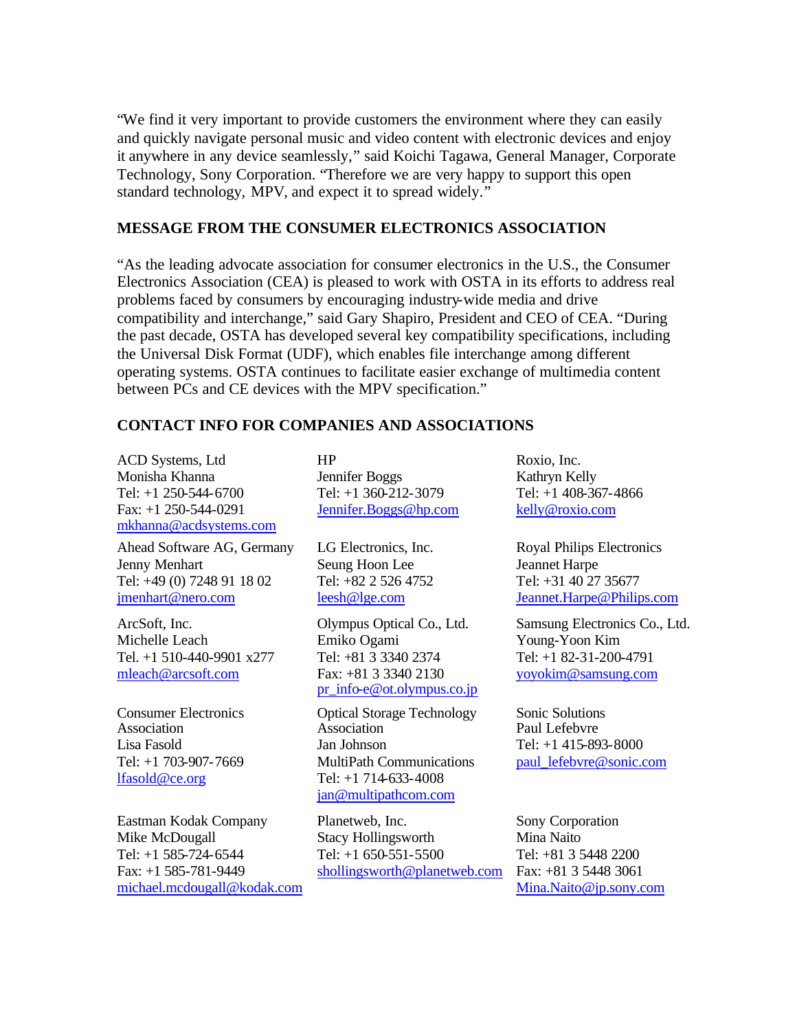"We find it very important to provide customers the environment where they can easily and quickly navigate personal music and video content with electronic devices and enjoy it anywhere in any device seamlessly," said Koichi Tagawa, General Manager, Corporate Technology, Sony Corporation. "Therefore we are very happy to support this open standard technology, MPV, and expect it to spread widely."

**MESSAGE FROM THE CONSUMER ELECTRONICS ASSOCIATION**

"As the leading advocate association for consumer electronics in the U.S., the Consumer Electronics Association (CEA) is pleased to work with OSTA in its efforts to address real problems faced by consumers by encouraging industry-wide media and drive compatibility and interchange," said Gary Shapiro, President and CEO of CEA. "During the past decade, OSTA has developed several key compatibility specifications, including the Universal Disk Format (UDF), which enables file interchange among different operating systems. OSTA continues to facilitate easier exchange of multimedia content between PCs and CE devices with the MPV specification."

**CONTACT INFO FOR COMPANIES AND ASSOCIATIONS**

ACD Systems, Ltd
Monisha Khanna
Tel: +1 250-544-6700
Fax: +1 250-544-0291
mkhanna@acdsystems.com

Ahead Software AG, Germany
Jenny Menhart
Tel: +49 (0) 7248 91 18 02
jmenhart@nero.com

ArcSoft, Inc.
Michelle Leach
Tel. +1 510-440-9901 x277
mleach@arcsoft.com

Consumer Electronics Association
Lisa Fasold
Tel: +1 703-907-7669
lfasold@ce.org

Eastman Kodak Company
Mike McDougall
Tel: +1 585-724-6544
Fax: +1 585-781-9449
michael.mcdougall@kodak.com

HP
Jennifer Boggs
Tel: +1 360-212-3079
Jennifer.Boggs@hp.com

LG Electronics, Inc.
Seung Hoon Lee
Tel: +82 2 526 4752
leesh@lge.com

Olympus Optical Co., Ltd.
Emiko Ogami
Tel: +81 3 3340 2374
Fax: +81 3 3340 2130
pr_info-e@ot.olympus.co.jp

Optical Storage Technology Association
Jan Johnson
MultiPath Communications
Tel: +1 714-633-4008
jan@multipathcom.com

Planetweb, Inc.
Stacy Hollingsworth
Tel: +1 650-551-5500
shollingsworth@planetweb.com

Roxio, Inc.
Kathryn Kelly
Tel: +1 408-367-4866
kelly@roxio.com

Royal Philips Electronics
Jeannet Harpe
Tel: +31 40 27 35677
Jeannet.Harpe@Philips.com

Samsung Electronics Co., Ltd.
Young-Yoon Kim
Tel: +1 82-31-200-4791
yoyokim@samsung.com

Sonic Solutions
Paul Lefebvre
Tel: +1 415-893-8000
paul_lefebvre@sonic.com

Sony Corporation
Mina Naito
Tel: +81 3 5448 2200
Fax: +81 3 5448 3061
Mina.Naito@jp.sony.com